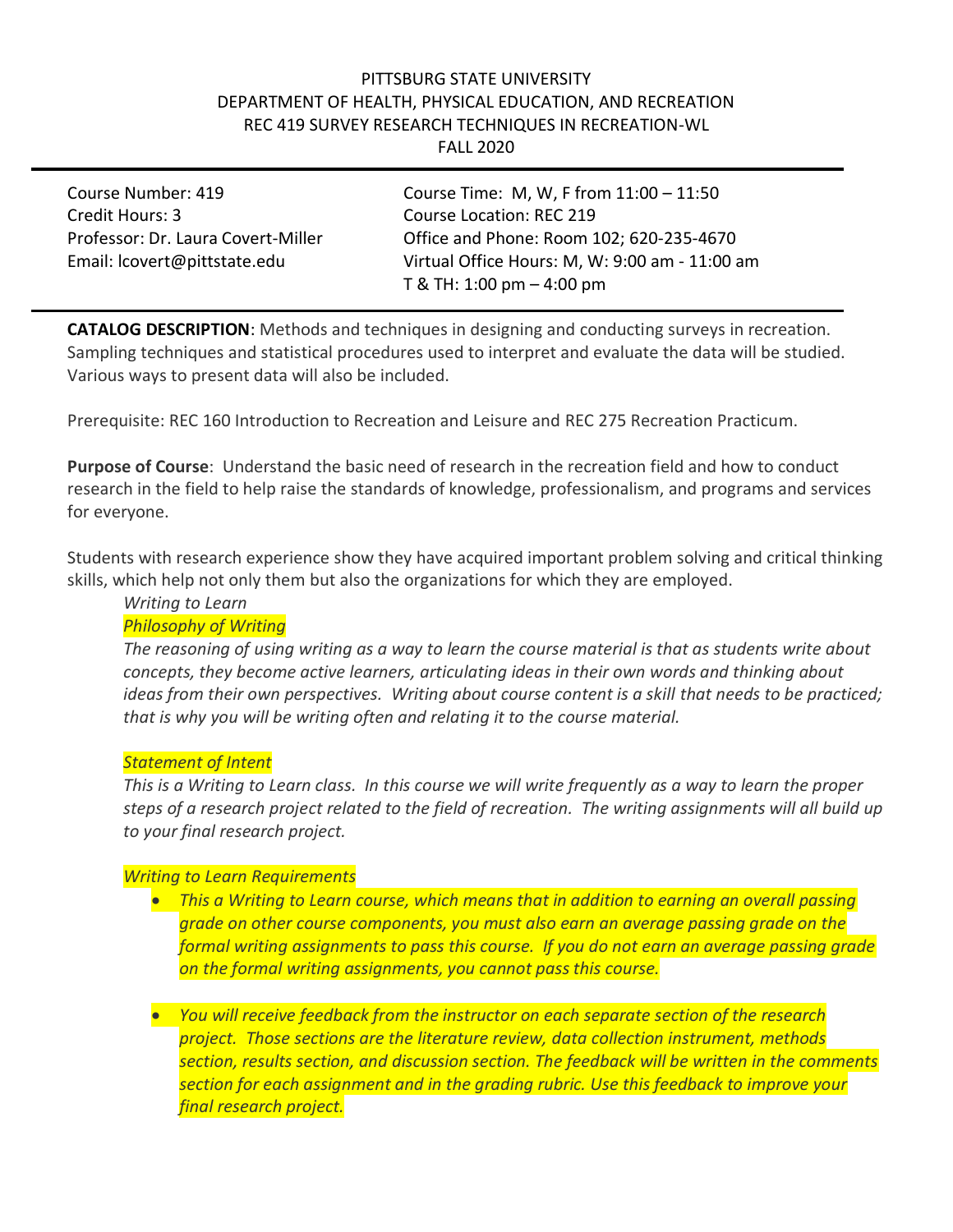PITTSBURG STATE UNIVERSITY
DEPARTMENT OF HEALTH, PHYSICAL EDUCATION, AND RECREATION
REC 419 SURVEY RESEARCH TECHNIQUES IN RECREATION-WL
FALL 2020

---

Course Number: 419
Credit Hours: 3
Professor: Dr. Laura Covert-Miller
Email: lcovert@pittstate.edu

Course Time: M, W, F from 11:00 – 11:50
Course Location: REC 219
Office and Phone: Room 102; 620-235-4670
Virtual Office Hours: M, W: 9:00 am - 11:00 am
T & TH: 1:00 pm – 4:00 pm

---

**CATALOG DESCRIPTION**: Methods and techniques in designing and conducting surveys in recreation. Sampling techniques and statistical procedures used to interpret and evaluate the data will be studied. Various ways to present data will also be included.

Prerequisite: REC 160 Introduction to Recreation and Leisure and REC 275 Recreation Practicum.

**Purpose of Course**: Understand the basic need of research in the recreation field and how to conduct research in the field to help raise the standards of knowledge, professionalism, and programs and services for everyone.

Students with research experience show they have acquired important problem solving and critical thinking skills, which help not only them but also the organizations for which they are employed.

*Writing to Learn*

*Philosophy of Writing*

*The reasoning of using writing as a way to learn the course material is that as students write about concepts, they become active learners, articulating ideas in their own words and thinking about ideas from their own perspectives. Writing about course content is a skill that needs to be practiced; that is why you will be writing often and relating it to the course material.*

*Statement of Intent*

*This is a Writing to Learn class. In this course we will write frequently as a way to learn the proper steps of a research project related to the field of recreation. The writing assignments will all build up to your final research project.*

*Writing to Learn Requirements*

- *This a Writing to Learn course, which means that in addition to earning an overall passing grade on other course components, you must also earn an average passing grade on the formal writing assignments to pass this course. If you do not earn an average passing grade on the formal writing assignments, you cannot pass this course.*

- *You will receive feedback from the instructor on each separate section of the research project. Those sections are the literature review, data collection instrument, methods section, results section, and discussion section. The feedback will be written in the comments section for each assignment and in the grading rubric. Use this feedback to improve your final research project.*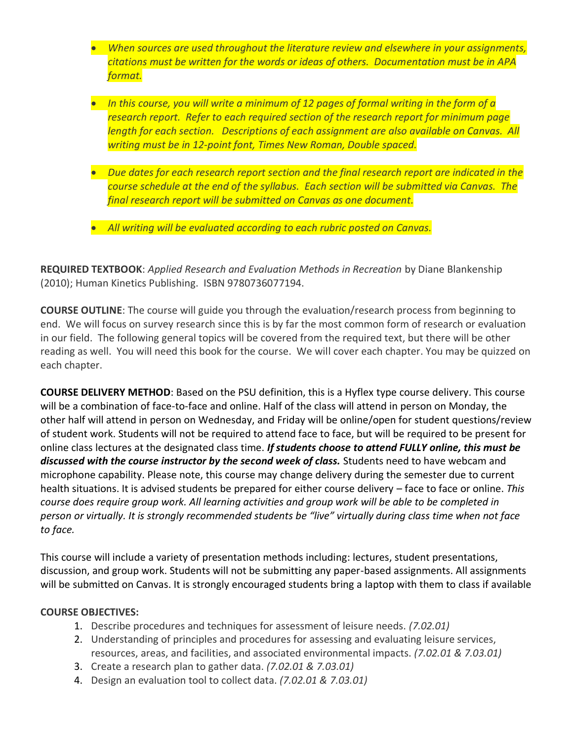- *When sources are used throughout the literature review and elsewhere in your assignments, citations must be written for the words or ideas of others. Documentation must be in APA format.*

- *In this course, you will write a minimum of 12 pages of formal writing in the form of a research report. Refer to each required section of the research report for minimum page length for each section. Descriptions of each assignment are also available on Canvas. All writing must be in 12-point font, Times New Roman, Double spaced.*

- *Due dates for each research report section and the final research report are indicated in the course schedule at the end of the syllabus. Each section will be submitted via Canvas. The final research report will be submitted on Canvas as one document.*

- *All writing will be evaluated according to each rubric posted on Canvas.*

**REQUIRED TEXTBOOK**: *Applied Research and Evaluation Methods in Recreation* by Diane Blankenship (2010); Human Kinetics Publishing. ISBN 9780736077194.

**COURSE OUTLINE**: The course will guide you through the evaluation/research process from beginning to end. We will focus on survey research since this is by far the most common form of research or evaluation in our field. The following general topics will be covered from the required text, but there will be other reading as well. You will need this book for the course. We will cover each chapter. You may be quizzed on each chapter.

**COURSE DELIVERY METHOD**: Based on the PSU definition, this is a Hyflex type course delivery. This course will be a combination of face-to-face and online. Half of the class will attend in person on Monday, the other half will attend in person on Wednesday, and Friday will be online/open for student questions/review of student work. Students will not be required to attend face to face, but will be required to be present for online class lectures at the designated class time. ***If students choose to attend FULLY online, this must be discussed with the course instructor by the second week of class.*** Students need to have webcam and microphone capability. Please note, this course may change delivery during the semester due to current health situations. It is advised students be prepared for either course delivery – face to face or online. *This course does require group work. All learning activities and group work will be able to be completed in person or virtually. It is strongly recommended students be "live" virtually during class time when not face to face.*

This course will include a variety of presentation methods including: lectures, student presentations, discussion, and group work. Students will not be submitting any paper-based assignments. All assignments will be submitted on Canvas. It is strongly encouraged students bring a laptop with them to class if available

**COURSE OBJECTIVES:**

1. Describe procedures and techniques for assessment of leisure needs. *(7.02.01)*
2. Understanding of principles and procedures for assessing and evaluating leisure services, resources, areas, and facilities, and associated environmental impacts. *(7.02.01 & 7.03.01)*
3. Create a research plan to gather data. *(7.02.01 & 7.03.01)*
4. Design an evaluation tool to collect data. *(7.02.01 & 7.03.01)*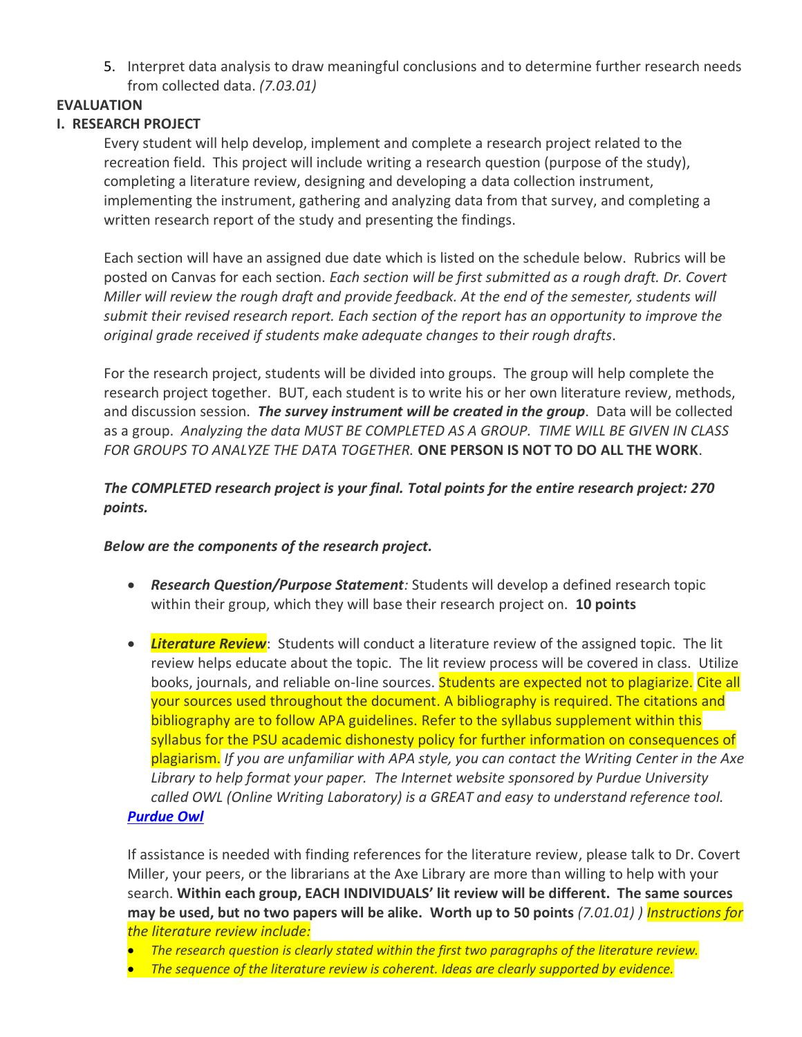5. Interpret data analysis to draw meaningful conclusions and to determine further research needs from collected data. *(7.03.01)*

**EVALUATION**

**I. RESEARCH PROJECT**

Every student will help develop, implement and complete a research project related to the recreation field. This project will include writing a research question (purpose of the study), completing a literature review, designing and developing a data collection instrument, implementing the instrument, gathering and analyzing data from that survey, and completing a written research report of the study and presenting the findings.

Each section will have an assigned due date which is listed on the schedule below. Rubrics will be posted on Canvas for each section. *Each section will be first submitted as a rough draft. Dr. Covert Miller will review the rough draft and provide feedback. At the end of the semester, students will submit their revised research report. Each section of the report has an opportunity to improve the original grade received if students make adequate changes to their rough drafts*.

For the research project, students will be divided into groups. The group will help complete the research project together. BUT, each student is to write his or her own literature review, methods, and discussion session. ***The survey instrument will be created in the group***. Data will be collected as a group. *Analyzing the data MUST BE COMPLETED AS A GROUP. TIME WILL BE GIVEN IN CLASS FOR GROUPS TO ANALYZE THE DATA TOGETHER.* **ONE PERSON IS NOT TO DO ALL THE WORK**.

***The COMPLETED research project is your final. Total points for the entire research project: 270 points.***

***Below are the components of the research project.***

- ***Research Question/Purpose Statement****:* Students will develop a defined research topic within their group, which they will base their research project on. **10 points**

- ***Literature Review***: Students will conduct a literature review of the assigned topic. The lit review helps educate about the topic. The lit review process will be covered in class. Utilize books, journals, and reliable on-line sources. Students are expected not to plagiarize. Cite all your sources used throughout the document. A bibliography is required. The citations and bibliography are to follow APA guidelines. Refer to the syllabus supplement within this syllabus for the PSU academic dishonesty policy for further information on consequences of plagiarism. *If you are unfamiliar with APA style, you can contact the Writing Center in the Axe Library to help format your paper. The Internet website sponsored by Purdue University called OWL (Online Writing Laboratory) is a GREAT and easy to understand reference tool.* ***Purdue Owl***

If assistance is needed with finding references for the literature review, please talk to Dr. Covert Miller, your peers, or the librarians at the Axe Library are more than willing to help with your search. **Within each group, EACH INDIVIDUALS' lit review will be different. The same sources may be used, but no two papers will be alike. Worth up to 50 points** *(7.01.01) ) Instructions for the literature review include:*

- *The research question is clearly stated within the first two paragraphs of the literature review.*
- *The sequence of the literature review is coherent. Ideas are clearly supported by evidence.*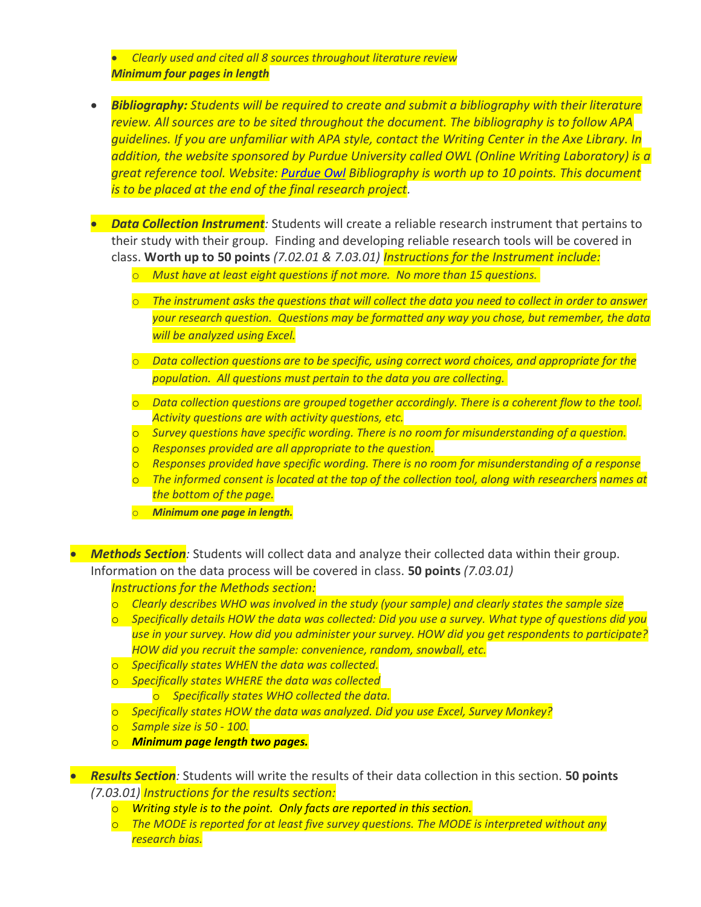- *Clearly used and cited all 8 sources throughout literature review*

  ***Minimum four pages in length***

- ***Bibliography:*** *Students will be required to create and submit a bibliography with their literature review. All sources are to be sited throughout the document. The bibliography is to follow APA guidelines. If you are unfamiliar with APA style, contact the Writing Center in the Axe Library. In addition, the website sponsored by Purdue University called OWL (Online Writing Laboratory) is a great reference tool. Website: [Purdue Owl] Bibliography is worth up to 10 points. This document is to be placed at the end of the final research project*.

- ***Data Collection Instrument****:* Students will create a reliable research instrument that pertains to their study with their group. Finding and developing reliable research tools will be covered in class. **Worth up to 50 points** *(7.02.01 & 7.03.01) Instructions for the Instrument include:*
  - *Must have at least eight questions if not more. No more than 15 questions.*
  - *The instrument asks the questions that will collect the data you need to collect in order to answer your research question. Questions may be formatted any way you chose, but remember, the data will be analyzed using Excel.*
  - *Data collection questions are to be specific, using correct word choices, and appropriate for the population. All questions must pertain to the data you are collecting.*
  - *Data collection questions are grouped together accordingly. There is a coherent flow to the tool. Activity questions are with activity questions, etc.*
  - *Survey questions have specific wording. There is no room for misunderstanding of a question.*
  - *Responses provided are all appropriate to the question.*
  - *Responses provided have specific wording. There is no room for misunderstanding of a response*
  - *The informed consent is located at the top of the collection tool, along with researchers names at the bottom of the page.*
  - ***Minimum one page in length.***

- ***Methods Section****:* Students will collect data and analyze their collected data within their group. Information on the data process will be covered in class. **50 points** *(7.03.01)*

  *Instructions for the Methods section:*
  - *Clearly describes WHO was involved in the study (your sample) and clearly states the sample size*
  - *Specifically details HOW the data was collected: Did you use a survey. What type of questions did you use in your survey. How did you administer your survey. HOW did you get respondents to participate? HOW did you recruit the sample: convenience, random, snowball, etc.*
  - *Specifically states WHEN the data was collected.*
  - *Specifically states WHERE the data was collected*
    - *Specifically states WHO collected the data.*
  - *Specifically states HOW the data was analyzed. Did you use Excel, Survey Monkey?*
  - *Sample size is 50 - 100.*
  - ***Minimum page length two pages.***

- ***Results Section****:* Students will write the results of their data collection in this section. **50 points** *(7.03.01) Instructions for the results section:*
  - *Writing style is to the point. Only facts are reported in this section.*
  - *The MODE is reported for at least five survey questions. The MODE is interpreted without any research bias.*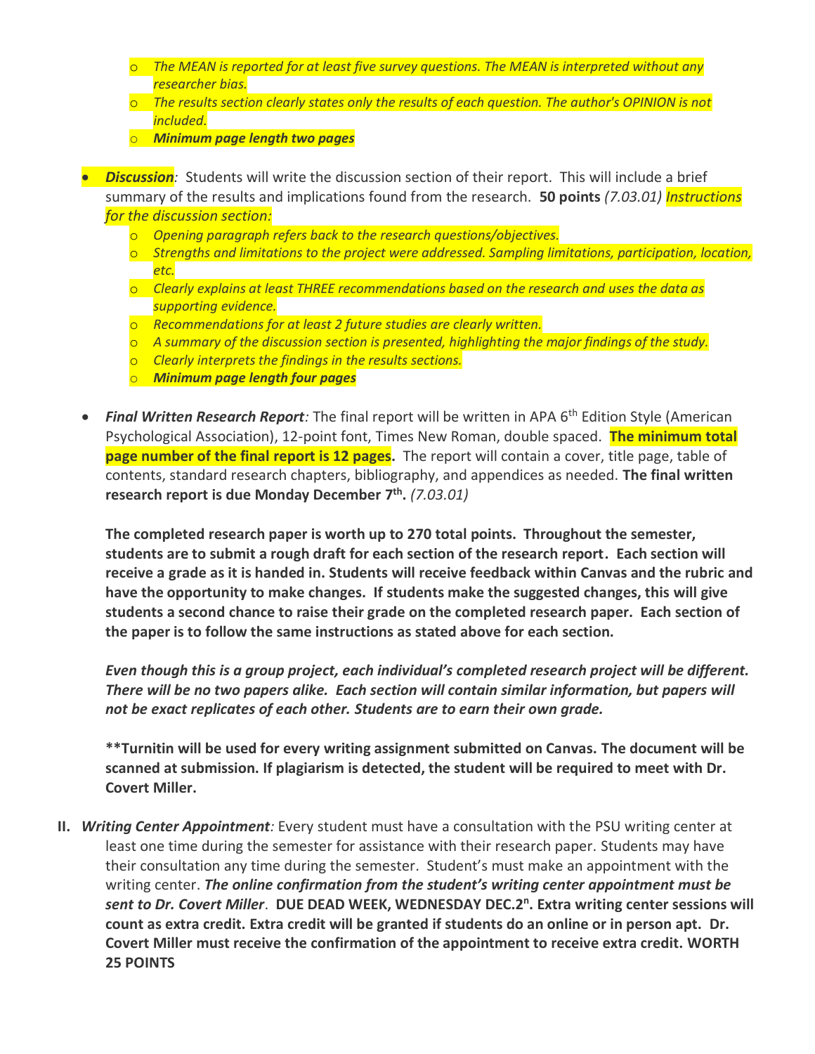- *The MEAN is reported for at least five survey questions. The MEAN is interpreted without any researcher bias.*
- *The results section clearly states only the results of each question. The author's OPINION is not included.*
- ***Minimum page length two pages***

- ***Discussion**:* Students will write the discussion section of their report. This will include a brief summary of the results and implications found from the research. **50 points** *(7.03.01) Instructions for the discussion section:*
  - *Opening paragraph refers back to the research questions/objectives.*
  - *Strengths and limitations to the project were addressed. Sampling limitations, participation, location, etc.*
  - *Clearly explains at least THREE recommendations based on the research and uses the data as supporting evidence.*
  - *Recommendations for at least 2 future studies are clearly written.*
  - *A summary of the discussion section is presented, highlighting the major findings of the study.*
  - *Clearly interprets the findings in the results sections.*
  - ***Minimum page length four pages***

- ***Final Written Research Report**:* The final report will be written in APA 6th Edition Style (American Psychological Association), 12-point font, Times New Roman, double spaced. **The minimum total page number of the final report is 12 pages.** The report will contain a cover, title page, table of contents, standard research chapters, bibliography, and appendices as needed. **The final written research report is due Monday December 7th.** *(7.03.01)*

  **The completed research paper is worth up to 270 total points. Throughout the semester, students are to submit a rough draft for each section of the research report. Each section will receive a grade as it is handed in. Students will receive feedback within Canvas and the rubric and have the opportunity to make changes. If students make the suggested changes, this will give students a second chance to raise their grade on the completed research paper. Each section of the paper is to follow the same instructions as stated above for each section.**

  ***Even though this is a group project, each individual's completed research project will be different. There will be no two papers alike. Each section will contain similar information, but papers will not be exact replicates of each other. Students are to earn their own grade.***

  **\*\*Turnitin will be used for every writing assignment submitted on Canvas. The document will be scanned at submission. If plagiarism is detected, the student will be required to meet with Dr. Covert Miller.**

**II.** ***Writing Center Appointment**:* Every student must have a consultation with the PSU writing center at least one time during the semester for assistance with their research paper. Students may have their consultation any time during the semester. Student's must make an appointment with the writing center. ***The online confirmation from the student's writing center appointment must be sent to Dr. Covert Miller***. **DUE DEAD WEEK, WEDNESDAY DEC.2n. Extra writing center sessions will count as extra credit. Extra credit will be granted if students do an online or in person apt. Dr. Covert Miller must receive the confirmation of the appointment to receive extra credit. WORTH 25 POINTS**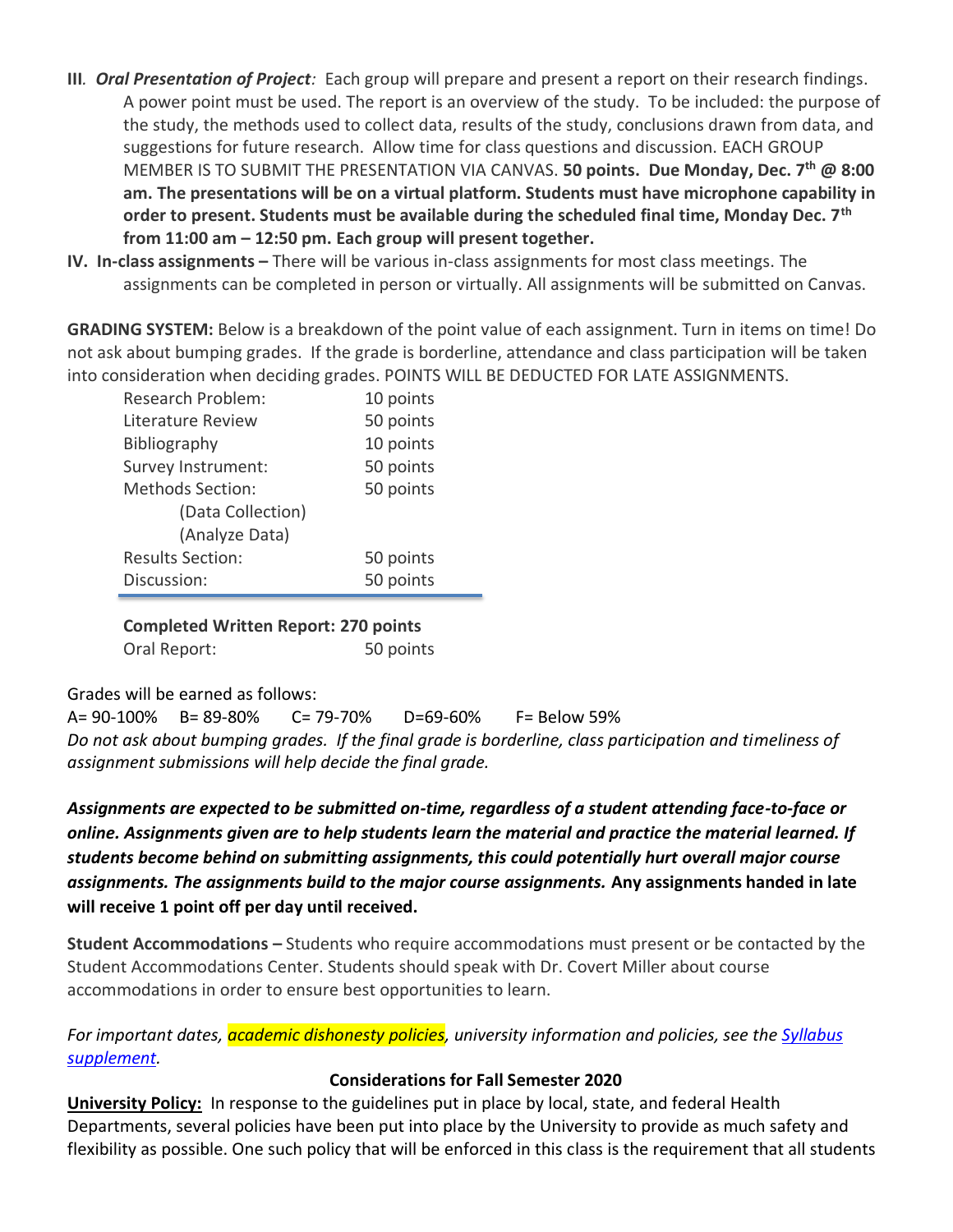**III.** ***Oral Presentation of Project:*** Each group will prepare and present a report on their research findings. A power point must be used. The report is an overview of the study. To be included: the purpose of the study, the methods used to collect data, results of the study, conclusions drawn from data, and suggestions for future research. Allow time for class questions and discussion. EACH GROUP MEMBER IS TO SUBMIT THE PRESENTATION VIA CANVAS. **50 points. Due Monday, Dec. 7th @ 8:00 am. The presentations will be on a virtual platform. Students must have microphone capability in order to present. Students must be available during the scheduled final time, Monday Dec. 7th from 11:00 am – 12:50 pm. Each group will present together.**

**IV. In-class assignments –** There will be various in-class assignments for most class meetings. The assignments can be completed in person or virtually. All assignments will be submitted on Canvas.

**GRADING SYSTEM:** Below is a breakdown of the point value of each assignment. Turn in items on time! Do not ask about bumping grades. If the grade is borderline, attendance and class participation will be taken into consideration when deciding grades. POINTS WILL BE DEDUCTED FOR LATE ASSIGNMENTS.

| | |
|---|---|
| Research Problem: | 10 points |
| Literature Review | 50 points |
| Bibliography | 10 points |
| Survey Instrument: | 50 points |
| Methods Section: (Data Collection) (Analyze Data) | 50 points |
| Results Section: | 50 points |
| Discussion: | 50 points |
| **Completed Written Report: 270 points** | |
| Oral Report: | 50 points |

Grades will be earned as follows:

A= 90-100% B= 89-80% C= 79-70% D=69-60% F= Below 59%

*Do not ask about bumping grades. If the final grade is borderline, class participation and timeliness of assignment submissions will help decide the final grade.*

***Assignments are expected to be submitted on-time, regardless of a student attending face-to-face or online. Assignments given are to help students learn the material and practice the material learned. If students become behind on submitting assignments, this could potentially hurt overall major course assignments. The assignments build to the major course assignments.*** **Any assignments handed in late will receive 1 point off per day until received.**

**Student Accommodations –** Students who require accommodations must present or be contacted by the Student Accommodations Center. Students should speak with Dr. Covert Miller about course accommodations in order to ensure best opportunities to learn.

*For important dates, academic dishonesty policies, university information and policies, see the Syllabus supplement.*

**Considerations for Fall Semester 2020**

**University Policy:** In response to the guidelines put in place by local, state, and federal Health Departments, several policies have been put into place by the University to provide as much safety and flexibility as possible. One such policy that will be enforced in this class is the requirement that all students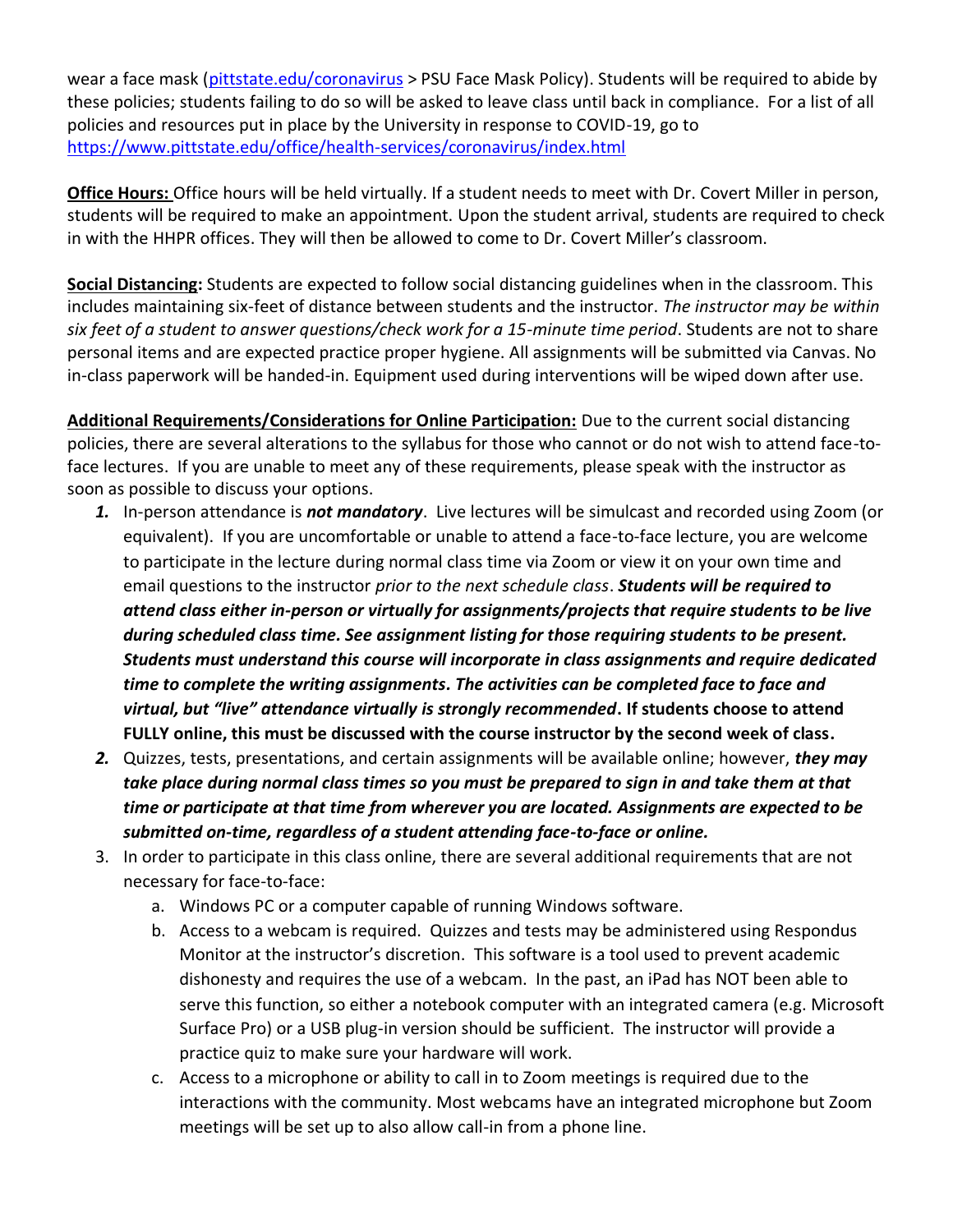wear a face mask ([pittstate.edu/coronavirus](pittstate.edu/coronavirus) > PSU Face Mask Policy). Students will be required to abide by these policies; students failing to do so will be asked to leave class until back in compliance. For a list of all policies and resources put in place by the University in response to COVID-19, go to [https://www.pittstate.edu/office/health-services/coronavirus/index.html](https://www.pittstate.edu/office/health-services/coronavirus/index.html)

**Office Hours:** Office hours will be held virtually. If a student needs to meet with Dr. Covert Miller in person, students will be required to make an appointment. Upon the student arrival, students are required to check in with the HHPR offices. They will then be allowed to come to Dr. Covert Miller's classroom.

**Social Distancing:** Students are expected to follow social distancing guidelines when in the classroom. This includes maintaining six-feet of distance between students and the instructor. *The instructor may be within six feet of a student to answer questions/check work for a 15-minute time period*. Students are not to share personal items and are expected practice proper hygiene. All assignments will be submitted via Canvas. No in-class paperwork will be handed-in. Equipment used during interventions will be wiped down after use.

**Additional Requirements/Considerations for Online Participation:** Due to the current social distancing policies, there are several alterations to the syllabus for those who cannot or do not wish to attend face-to-face lectures. If you are unable to meet any of these requirements, please speak with the instructor as soon as possible to discuss your options.

1. In-person attendance is ***not mandatory***. Live lectures will be simulcast and recorded using Zoom (or equivalent). If you are uncomfortable or unable to attend a face-to-face lecture, you are welcome to participate in the lecture during normal class time via Zoom or view it on your own time and email questions to the instructor *prior to the next schedule class*. ***Students will be required to attend class either in-person or virtually for assignments/projects that require students to be live during scheduled class time. See assignment listing for those requiring students to be present. Students must understand this course will incorporate in class assignments and require dedicated time to complete the writing assignments. The activities can be completed face to face and virtual, but "live" attendance virtually is strongly recommended*. If students choose to attend FULLY online, this must be discussed with the course instructor by the second week of class.**
2. Quizzes, tests, presentations, and certain assignments will be available online; however, ***they may take place during normal class times so you must be prepared to sign in and take them at that time or participate at that time from wherever you are located. Assignments are expected to be submitted on-time, regardless of a student attending face-to-face or online.***
3. In order to participate in this class online, there are several additional requirements that are not necessary for face-to-face:
   a. Windows PC or a computer capable of running Windows software.
   b. Access to a webcam is required. Quizzes and tests may be administered using Respondus Monitor at the instructor's discretion. This software is a tool used to prevent academic dishonesty and requires the use of a webcam. In the past, an iPad has NOT been able to serve this function, so either a notebook computer with an integrated camera (e.g. Microsoft Surface Pro) or a USB plug-in version should be sufficient. The instructor will provide a practice quiz to make sure your hardware will work.
   c. Access to a microphone or ability to call in to Zoom meetings is required due to the interactions with the community. Most webcams have an integrated microphone but Zoom meetings will be set up to also allow call-in from a phone line.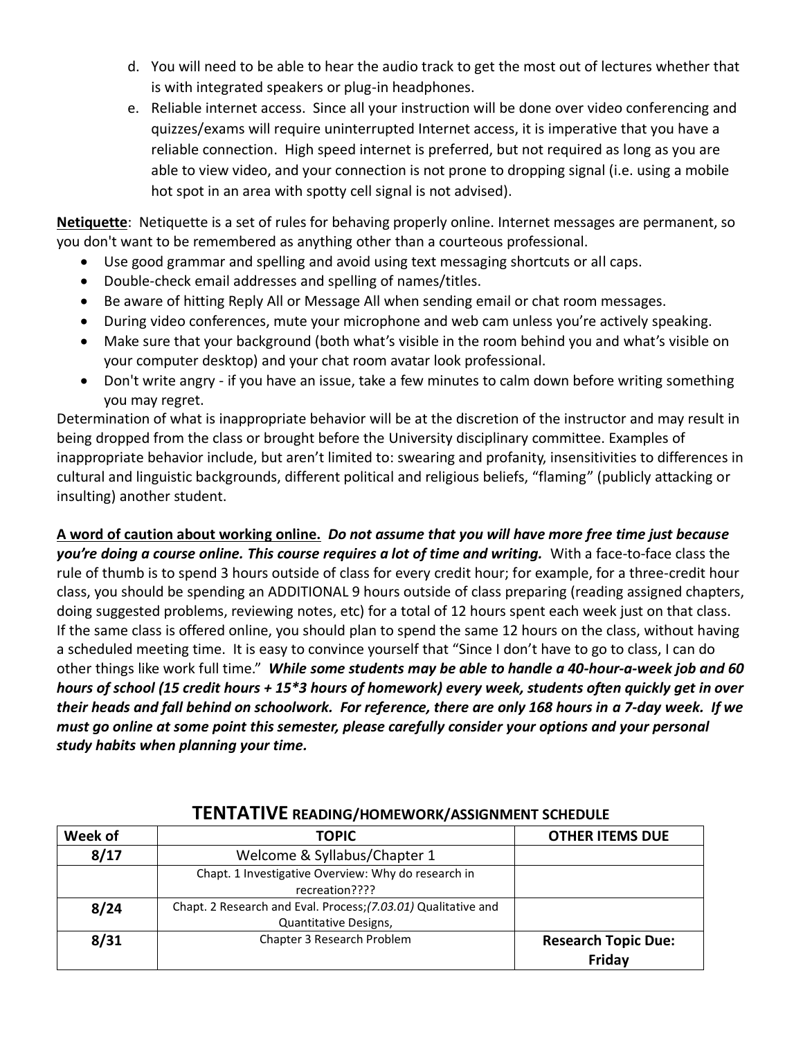d. You will need to be able to hear the audio track to get the most out of lectures whether that is with integrated speakers or plug-in headphones.

e. Reliable internet access. Since all your instruction will be done over video conferencing and quizzes/exams will require uninterrupted Internet access, it is imperative that you have a reliable connection. High speed internet is preferred, but not required as long as you are able to view video, and your connection is not prone to dropping signal (i.e. using a mobile hot spot in an area with spotty cell signal is not advised).

**Netiquette**: Netiquette is a set of rules for behaving properly online. Internet messages are permanent, so you don't want to be remembered as anything other than a courteous professional.

- Use good grammar and spelling and avoid using text messaging shortcuts or all caps.
- Double-check email addresses and spelling of names/titles.
- Be aware of hitting Reply All or Message All when sending email or chat room messages.
- During video conferences, mute your microphone and web cam unless you're actively speaking.
- Make sure that your background (both what's visible in the room behind you and what's visible on your computer desktop) and your chat room avatar look professional.
- Don't write angry - if you have an issue, take a few minutes to calm down before writing something you may regret.

Determination of what is inappropriate behavior will be at the discretion of the instructor and may result in being dropped from the class or brought before the University disciplinary committee. Examples of inappropriate behavior include, but aren't limited to: swearing and profanity, insensitivities to differences in cultural and linguistic backgrounds, different political and religious beliefs, "flaming" (publicly attacking or insulting) another student.

**A word of caution about working online.** ***Do not assume that you will have more free time just because you're doing a course online. This course requires a lot of time and writing.*** With a face-to-face class the rule of thumb is to spend 3 hours outside of class for every credit hour; for example, for a three-credit hour class, you should be spending an ADDITIONAL 9 hours outside of class preparing (reading assigned chapters, doing suggested problems, reviewing notes, etc) for a total of 12 hours spent each week just on that class. If the same class is offered online, you should plan to spend the same 12 hours on the class, without having a scheduled meeting time. It is easy to convince yourself that "Since I don't have to go to class, I can do other things like work full time." ***While some students may be able to handle a 40-hour-a-week job and 60 hours of school (15 credit hours + 15*3 hours of homework) every week, students often quickly get in over their heads and fall behind on schoolwork. For reference, there are only 168 hours in a 7-day week. If we must go online at some point this semester, please carefully consider your options and your personal study habits when planning your time.***

## TENTATIVE READING/HOMEWORK/ASSIGNMENT SCHEDULE

| Week of | TOPIC | OTHER ITEMS DUE |
|---|---|---|
| 8/17 | Welcome & Syllabus/Chapter 1 | |
| | Chapt. 1 Investigative Overview: Why do research in recreation???? | |
| 8/24 | Chapt. 2 Research and Eval. Process;*(7.03.01)* Qualitative and Quantitative Designs, | |
| 8/31 | Chapter 3 Research Problem | **Research Topic Due: Friday** |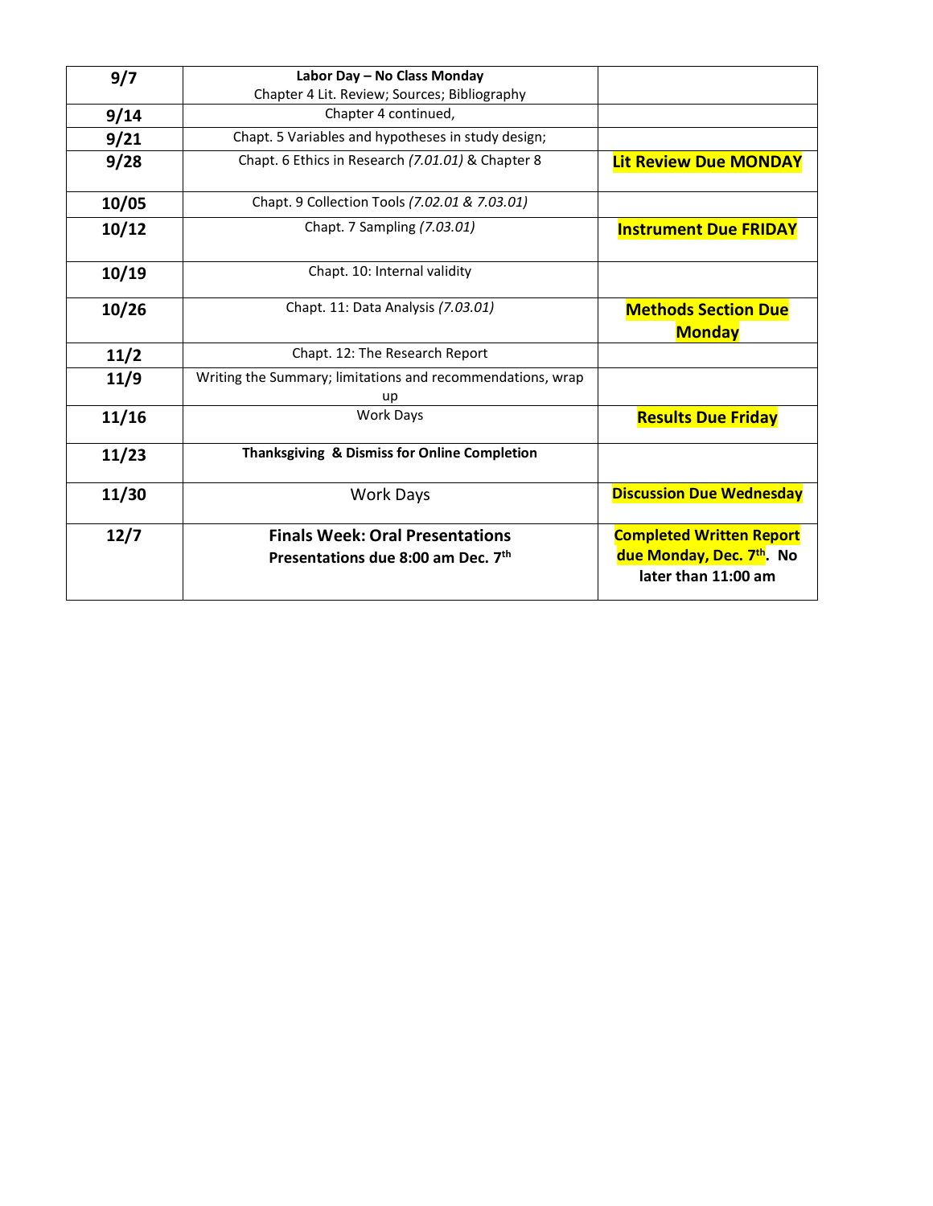| | | |
|---|---|---|
| **9/7** | **Labor Day – No Class Monday** Chapter 4 Lit. Review; Sources; Bibliography | |
| **9/14** | Chapter 4 continued, | |
| **9/21** | Chapt. 5 Variables and hypotheses in study design; | |
| **9/28** | Chapt. 6 Ethics in Research *(7.01.01)* & Chapter 8 | **Lit Review Due MONDAY** |
| **10/05** | Chapt. 9 Collection Tools *(7.02.01 & 7.03.01)* | |
| **10/12** | Chapt. 7 Sampling *(7.03.01)* | **Instrument Due FRIDAY** |
| **10/19** | Chapt. 10: Internal validity | |
| **10/26** | Chapt. 11: Data Analysis *(7.03.01)* | **Methods Section Due Monday** |
| **11/2** | Chapt. 12: The Research Report | |
| **11/9** | Writing the Summary; limitations and recommendations, wrap up | |
| **11/16** | Work Days | **Results Due Friday** |
| **11/23** | **Thanksgiving & Dismiss for Online Completion** | |
| **11/30** | Work Days | **Discussion Due Wednesday** |
| **12/7** | **Finals Week: Oral Presentations** **Presentations due 8:00 am Dec. 7th** | **Completed Written Report due Monday, Dec. 7th. No later than 11:00 am** |